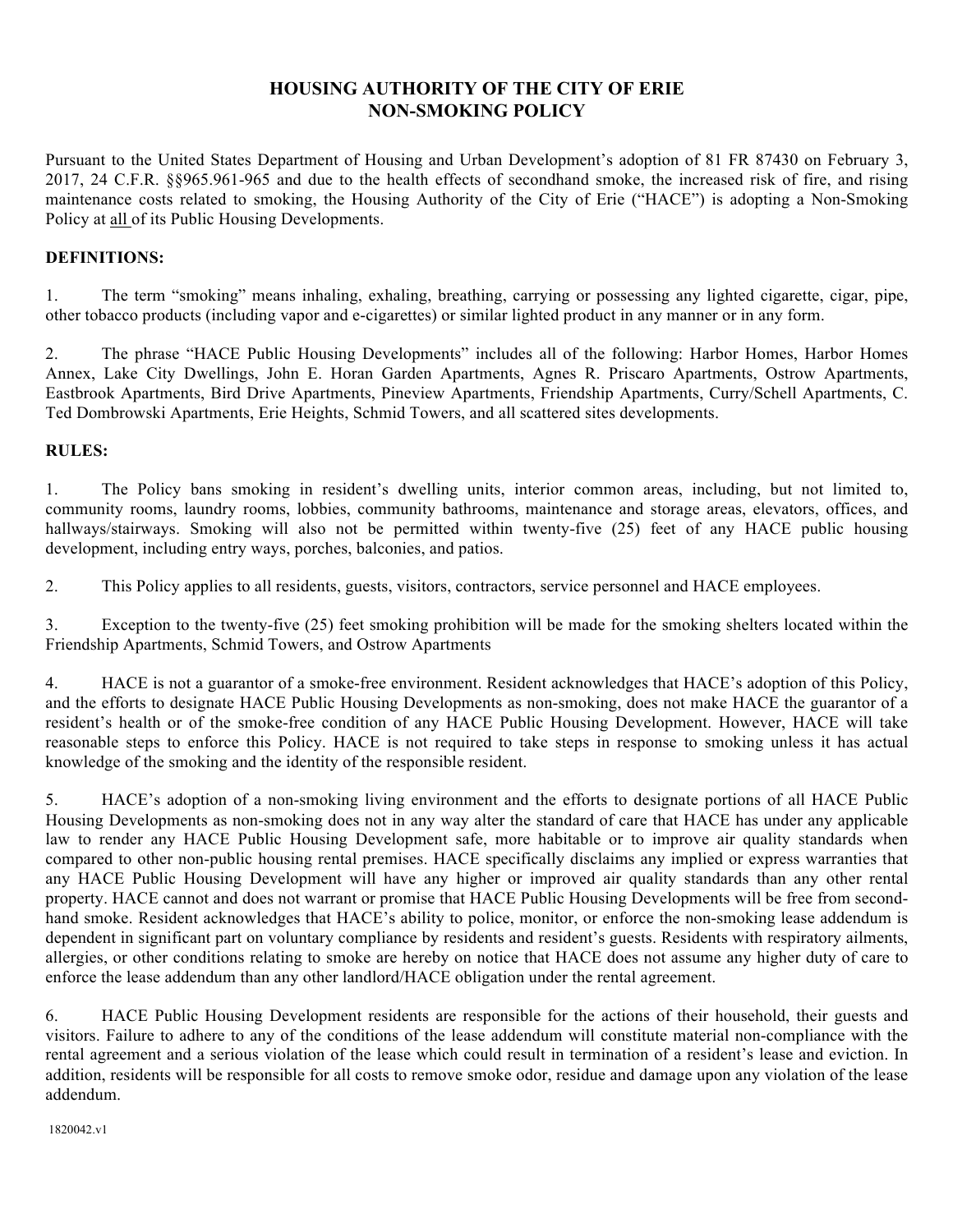# HOUSING AUTHORITY OF THE CITY OF ERIE
# NON-SMOKING POLICY

Pursuant to the United States Department of Housing and Urban Development's adoption of 81 FR 87430 on February 3, 2017, 24 C.F.R. §§965.961-965 and due to the health effects of secondhand smoke, the increased risk of fire, and rising maintenance costs related to smoking, the Housing Authority of the City of Erie ("HACE") is adopting a Non-Smoking Policy at <u>all</u> of its Public Housing Developments.

**DEFINITIONS:**

1. The term "smoking" means inhaling, exhaling, breathing, carrying or possessing any lighted cigarette, cigar, pipe, other tobacco products (including vapor and e-cigarettes) or similar lighted product in any manner or in any form.

2. The phrase "HACE Public Housing Developments" includes all of the following: Harbor Homes, Harbor Homes Annex, Lake City Dwellings, John E. Horan Garden Apartments, Agnes R. Priscaro Apartments, Ostrow Apartments, Eastbrook Apartments, Bird Drive Apartments, Pineview Apartments, Friendship Apartments, Curry/Schell Apartments, C. Ted Dombrowski Apartments, Erie Heights, Schmid Towers, and all scattered sites developments.

**RULES:**

1. The Policy bans smoking in resident's dwelling units, interior common areas, including, but not limited to, community rooms, laundry rooms, lobbies, community bathrooms, maintenance and storage areas, elevators, offices, and hallways/stairways. Smoking will also not be permitted within twenty-five (25) feet of any HACE public housing development, including entry ways, porches, balconies, and patios.

2. This Policy applies to all residents, guests, visitors, contractors, service personnel and HACE employees.

3. Exception to the twenty-five (25) feet smoking prohibition will be made for the smoking shelters located within the Friendship Apartments, Schmid Towers, and Ostrow Apartments

4. HACE is not a guarantor of a smoke-free environment. Resident acknowledges that HACE's adoption of this Policy, and the efforts to designate HACE Public Housing Developments as non-smoking, does not make HACE the guarantor of a resident's health or of the smoke-free condition of any HACE Public Housing Development. However, HACE will take reasonable steps to enforce this Policy. HACE is not required to take steps in response to smoking unless it has actual knowledge of the smoking and the identity of the responsible resident.

5. HACE's adoption of a non-smoking living environment and the efforts to designate portions of all HACE Public Housing Developments as non-smoking does not in any way alter the standard of care that HACE has under any applicable law to render any HACE Public Housing Development safe, more habitable or to improve air quality standards when compared to other non-public housing rental premises. HACE specifically disclaims any implied or express warranties that any HACE Public Housing Development will have any higher or improved air quality standards than any other rental property. HACE cannot and does not warrant or promise that HACE Public Housing Developments will be free from second-hand smoke. Resident acknowledges that HACE's ability to police, monitor, or enforce the non-smoking lease addendum is dependent in significant part on voluntary compliance by residents and resident's guests. Residents with respiratory ailments, allergies, or other conditions relating to smoke are hereby on notice that HACE does not assume any higher duty of care to enforce the lease addendum than any other landlord/HACE obligation under the rental agreement.

6. HACE Public Housing Development residents are responsible for the actions of their household, their guests and visitors. Failure to adhere to any of the conditions of the lease addendum will constitute material non-compliance with the rental agreement and a serious violation of the lease which could result in termination of a resident's lease and eviction. In addition, residents will be responsible for all costs to remove smoke odor, residue and damage upon any violation of the lease addendum.

1820042.v1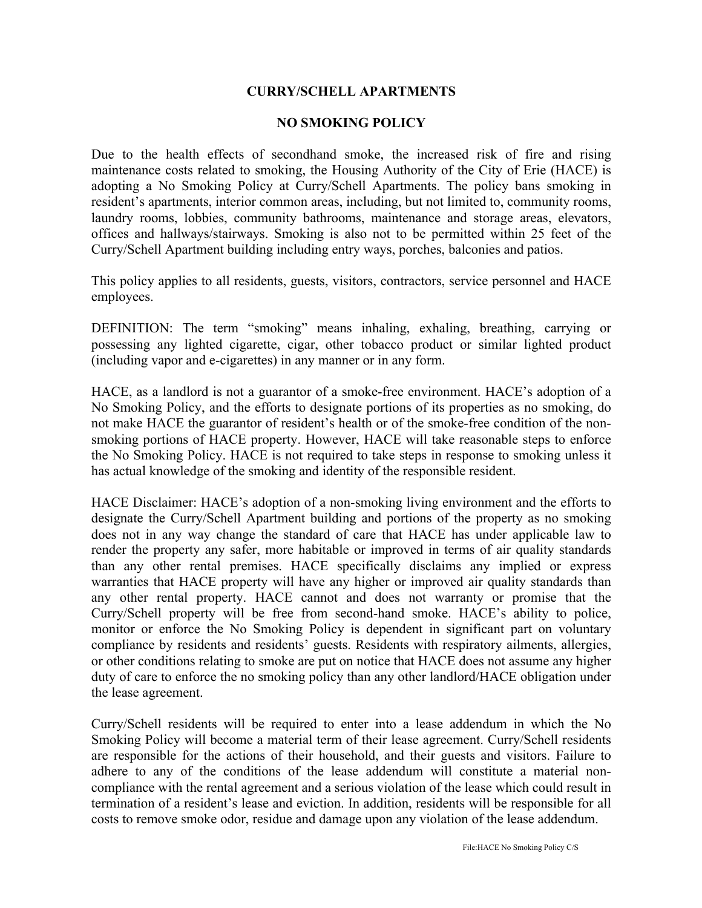**CURRY/SCHELL APARTMENTS**

**NO SMOKING POLICY**

Due to the health effects of secondhand smoke, the increased risk of fire and rising maintenance costs related to smoking, the Housing Authority of the City of Erie (HACE) is adopting a No Smoking Policy at Curry/Schell Apartments. The policy bans smoking in resident's apartments, interior common areas, including, but not limited to, community rooms, laundry rooms, lobbies, community bathrooms, maintenance and storage areas, elevators, offices and hallways/stairways. Smoking is also not to be permitted within 25 feet of the Curry/Schell Apartment building including entry ways, porches, balconies and patios.

This policy applies to all residents, guests, visitors, contractors, service personnel and HACE employees.

DEFINITION: The term "smoking" means inhaling, exhaling, breathing, carrying or possessing any lighted cigarette, cigar, other tobacco product or similar lighted product (including vapor and e-cigarettes) in any manner or in any form.

HACE, as a landlord is not a guarantor of a smoke-free environment. HACE's adoption of a No Smoking Policy, and the efforts to designate portions of its properties as no smoking, do not make HACE the guarantor of resident's health or of the smoke-free condition of the non-smoking portions of HACE property. However, HACE will take reasonable steps to enforce the No Smoking Policy. HACE is not required to take steps in response to smoking unless it has actual knowledge of the smoking and identity of the responsible resident.

HACE Disclaimer: HACE's adoption of a non-smoking living environment and the efforts to designate the Curry/Schell Apartment building and portions of the property as no smoking does not in any way change the standard of care that HACE has under applicable law to render the property any safer, more habitable or improved in terms of air quality standards than any other rental premises. HACE specifically disclaims any implied or express warranties that HACE property will have any higher or improved air quality standards than any other rental property. HACE cannot and does not warranty or promise that the Curry/Schell property will be free from second-hand smoke. HACE's ability to police, monitor or enforce the No Smoking Policy is dependent in significant part on voluntary compliance by residents and residents' guests. Residents with respiratory ailments, allergies, or other conditions relating to smoke are put on notice that HACE does not assume any higher duty of care to enforce the no smoking policy than any other landlord/HACE obligation under the lease agreement.

Curry/Schell residents will be required to enter into a lease addendum in which the No Smoking Policy will become a material term of their lease agreement. Curry/Schell residents are responsible for the actions of their household, and their guests and visitors. Failure to adhere to any of the conditions of the lease addendum will constitute a material non-compliance with the rental agreement and a serious violation of the lease which could result in termination of a resident's lease and eviction. In addition, residents will be responsible for all costs to remove smoke odor, residue and damage upon any violation of the lease addendum.

File:HACE No Smoking Policy C/S